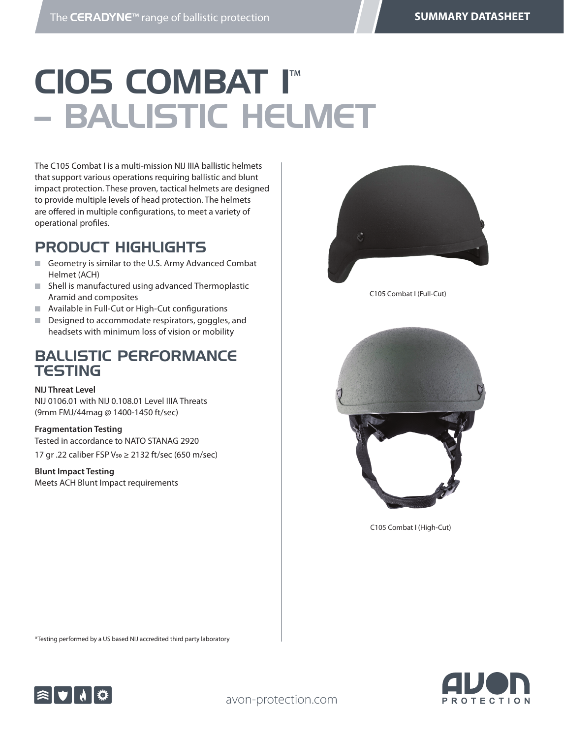# C105 COMBAT I™ – BALLISTIC HELMET

The C105 Combat I is a multi-mission NIJ IIIA ballistic helmets that support various operations requiring ballistic and blunt impact protection. These proven, tactical helmets are designed to provide multiple levels of head protection. The helmets are offered in multiple configurations, to meet a variety of operational profiles.

## PRODUCT HIGHLIGHTS

- Geometry is similar to the U.S. Army Advanced Combat Helmet (ACH)
- Shell is manufactured using advanced Thermoplastic Aramid and composites
- Available in Full-Cut or High-Cut configurations
- Designed to accommodate respirators, goggles, and headsets with minimum loss of vision or mobility

## BALLISTIC PERFORMANCE TESTING

**NIJ Threat Level**
NIJ 0106.01 with NIJ 0.108.01 Level IIIA Threats (9mm FMJ/44mag @ 1400-1450 ft/sec)

**Fragmentation Testing**
Tested in accordance to NATO STANAG 2920

17 gr .22 caliber FSP $V_{50} \geq$ 2132 ft/sec (650 m/sec)

**Blunt Impact Testing**
Meets ACH Blunt Impact requirements

C105 Combat I (Full-Cut)

C105 Combat I (High-Cut)

*Testing performed by a US based NIJ accredited third party laboratory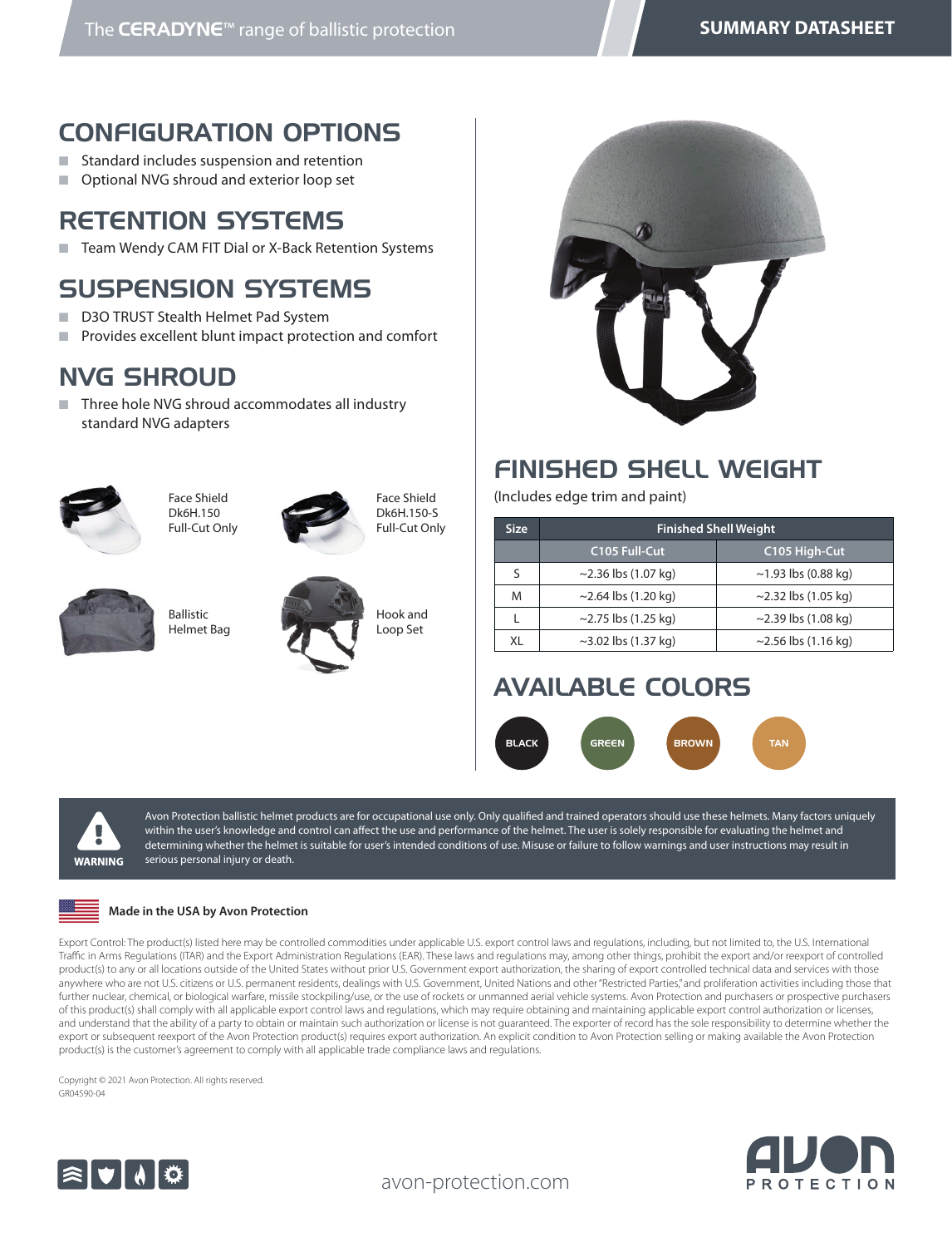## CONFIGURATION OPTIONS

- Standard includes suspension and retention
- Optional NVG shroud and exterior loop set

## RETENTION SYSTEMS

- Team Wendy CAM FIT Dial or X-Back Retention Systems

## SUSPENSION SYSTEMS

- D3O TRUST Stealth Helmet Pad System
- Provides excellent blunt impact protection and comfort

## NVG SHROUD

- Three hole NVG shroud accommodates all industry standard NVG adapters

Face Shield Dk6H.150 Full-Cut Only

Face Shield Dk6H.150-S Full-Cut Only

Ballistic Helmet Bag

Hook and Loop Set

## FINISHED SHELL WEIGHT

(Includes edge trim and paint)

| Size | Finished Shell Weight | |
|---|---|---|
| | C105 Full-Cut | C105 High-Cut |
| S | ~2.36 lbs (1.07 kg) | ~1.93 lbs (0.88 kg) |
| M | ~2.64 lbs (1.20 kg) | ~2.32 lbs (1.05 kg) |
| L | ~2.75 lbs (1.25 kg) | ~2.39 lbs (1.08 kg) |
| XL | ~3.02 lbs (1.37 kg) | ~2.56 lbs (1.16 kg) |

## AVAILABLE COLORS

BLACK GREEN BROWN TAN

**WARNING**

Avon Protection ballistic helmet products are for occupational use only. Only qualified and trained operators should use these helmets. Many factors uniquely within the user's knowledge and control can affect the use and performance of the helmet. The user is solely responsible for evaluating the helmet and determining whether the helmet is suitable for user's intended conditions of use. Misuse or failure to follow warnings and user instructions may result in serious personal injury or death.

**Made in the USA by Avon Protection**

Export Control: The product(s) listed here may be controlled commodities under applicable U.S. export control laws and regulations, including, but not limited to, the U.S. International Traffic in Arms Regulations (ITAR) and the Export Administration Regulations (EAR). These laws and regulations may, among other things, prohibit the export and/or reexport of controlled product(s) to any or all locations outside of the United States without prior U.S. Government export authorization, the sharing of export controlled technical data and services with those anywhere who are not U.S. citizens or U.S. permanent residents, dealings with U.S. Government, United Nations and other "Restricted Parties," and proliferation activities including those that further nuclear, chemical, or biological warfare, missile stockpiling/use, or the use of rockets or unmanned aerial vehicle systems. Avon Protection and purchasers or prospective purchasers of this product(s) shall comply with all applicable export control laws and regulations, which may require obtaining and maintaining applicable export control authorization or licenses, and understand that the ability of a party to obtain or maintain such authorization or license is not guaranteed. The exporter of record has the sole responsibility to determine whether the export or subsequent reexport of the Avon Protection product(s) requires export authorization. An explicit condition to Avon Protection selling or making available the Avon Protection product(s) is the customer's agreement to comply with all applicable trade compliance laws and regulations.

Copyright © 2021 Avon Protection. All rights reserved.
GR04590-04

avon-protection.com